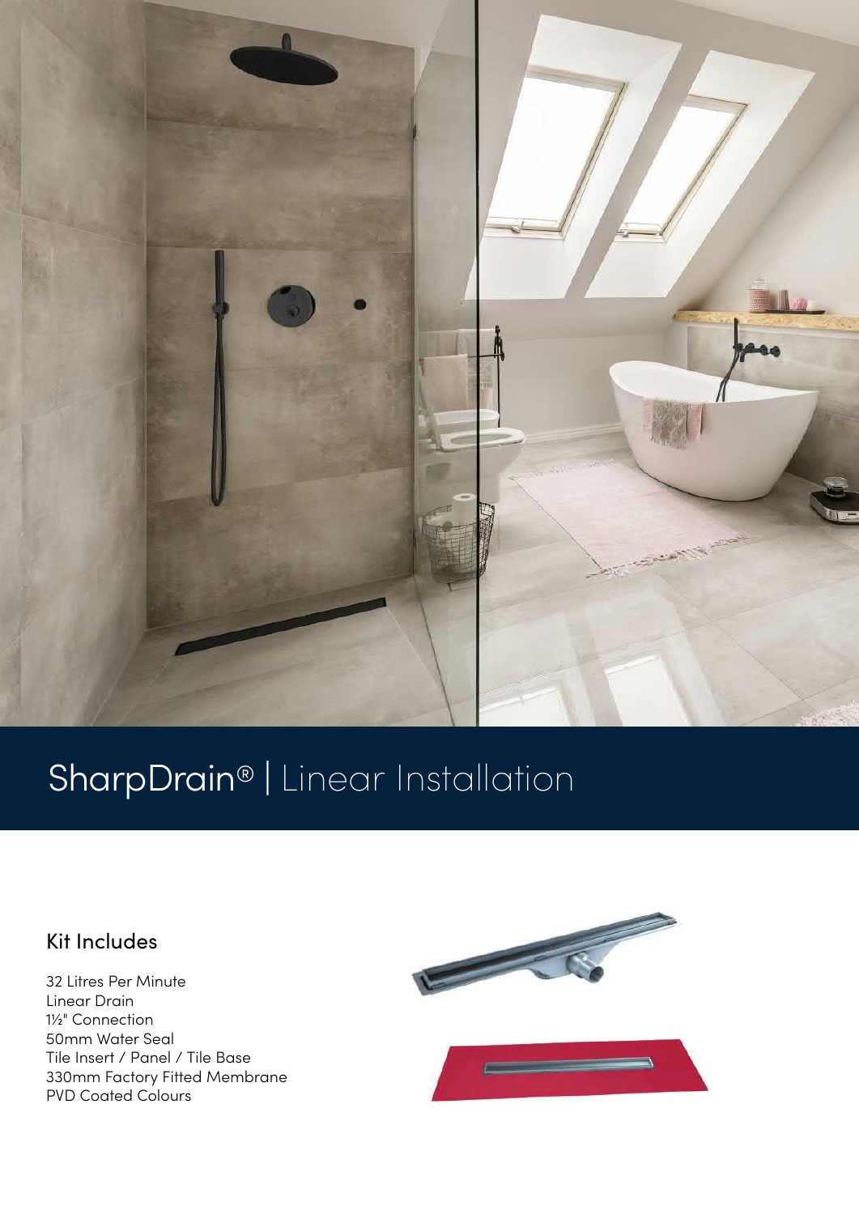# SharpDrain® | Linear Installation

## Kit Includes

32 Litres Per Minute
Linear Drain
1½" Connection
50mm Water Seal
Tile Insert / Panel / Tile Base
330mm Factory Fitted Membrane
PVD Coated Colours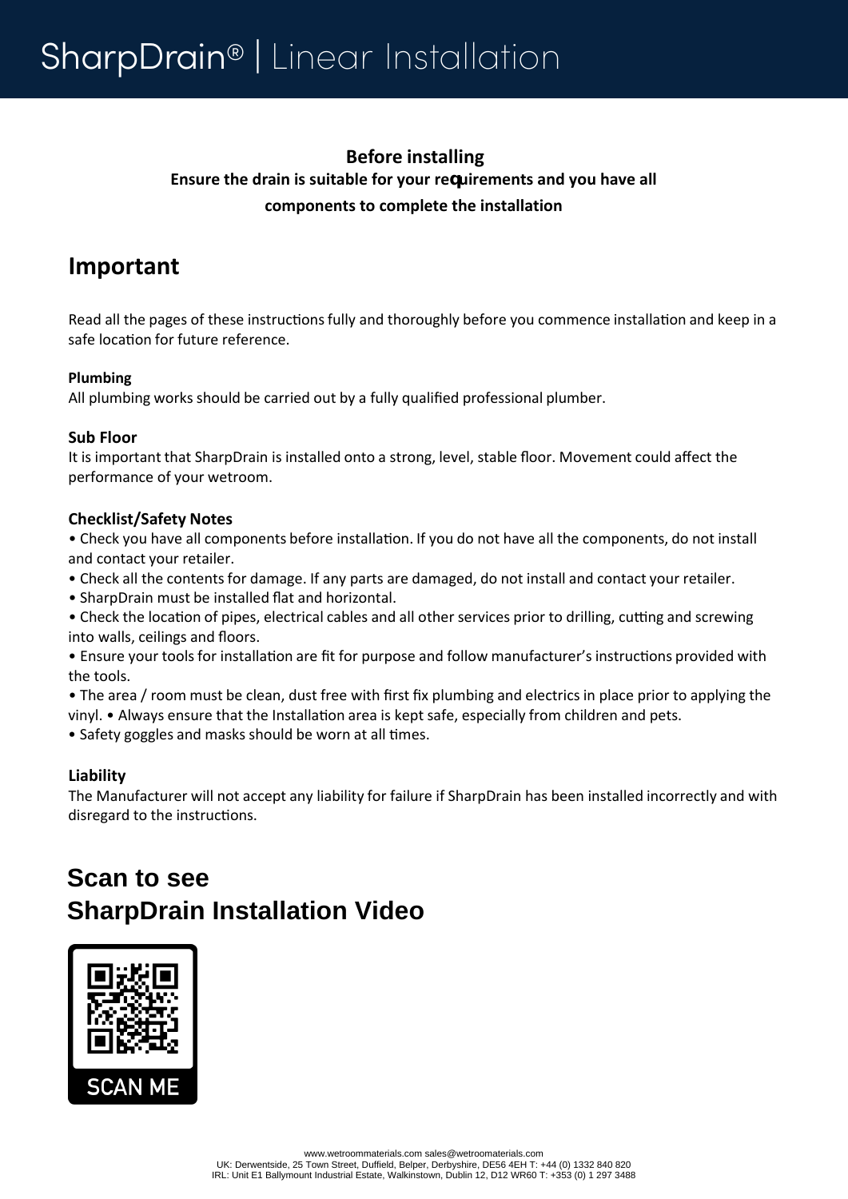# SharpDrain® | Linear Installation

**Before installing**

**Ensure the drain is suitable for your requirements and you have all components to complete the installation**

## Important

Read all the pages of these instructions fully and thoroughly before you commence installation and keep in a safe location for future reference.

**Plumbing**
All plumbing works should be carried out by a fully qualified professional plumber.

**Sub Floor**
It is important that SharpDrain is installed onto a strong, level, stable floor. Movement could affect the performance of your wetroom.

**Checklist/Safety Notes**
• Check you have all components before installation. If you do not have all the components, do not install and contact your retailer.
• Check all the contents for damage. If any parts are damaged, do not install and contact your retailer.
• SharpDrain must be installed flat and horizontal.
• Check the location of pipes, electrical cables and all other services prior to drilling, cutting and screwing into walls, ceilings and floors.
• Ensure your tools for installation are fit for purpose and follow manufacturer's instructions provided with the tools.
• The area / room must be clean, dust free with first fix plumbing and electrics in place prior to applying the vinyl. • Always ensure that the Installation area is kept safe, especially from children and pets.
• Safety goggles and masks should be worn at all times.

**Liability**
The Manufacturer will not accept any liability for failure if SharpDrain has been installed incorrectly and with disregard to the instructions.

## Scan to see SharpDrain Installation Video

SCAN ME

www.wetroommaterials.com sales@wetroomaterials.com
UK: Derwentside, 25 Town Street, Duffield, Belper, Derbyshire, DE56 4EH T: +44 (0) 1332 840 820
IRL: Unit E1 Ballymount Industrial Estate, Walkinstown, Dublin 12, D12 WR60 T: +353 (0) 1 297 3488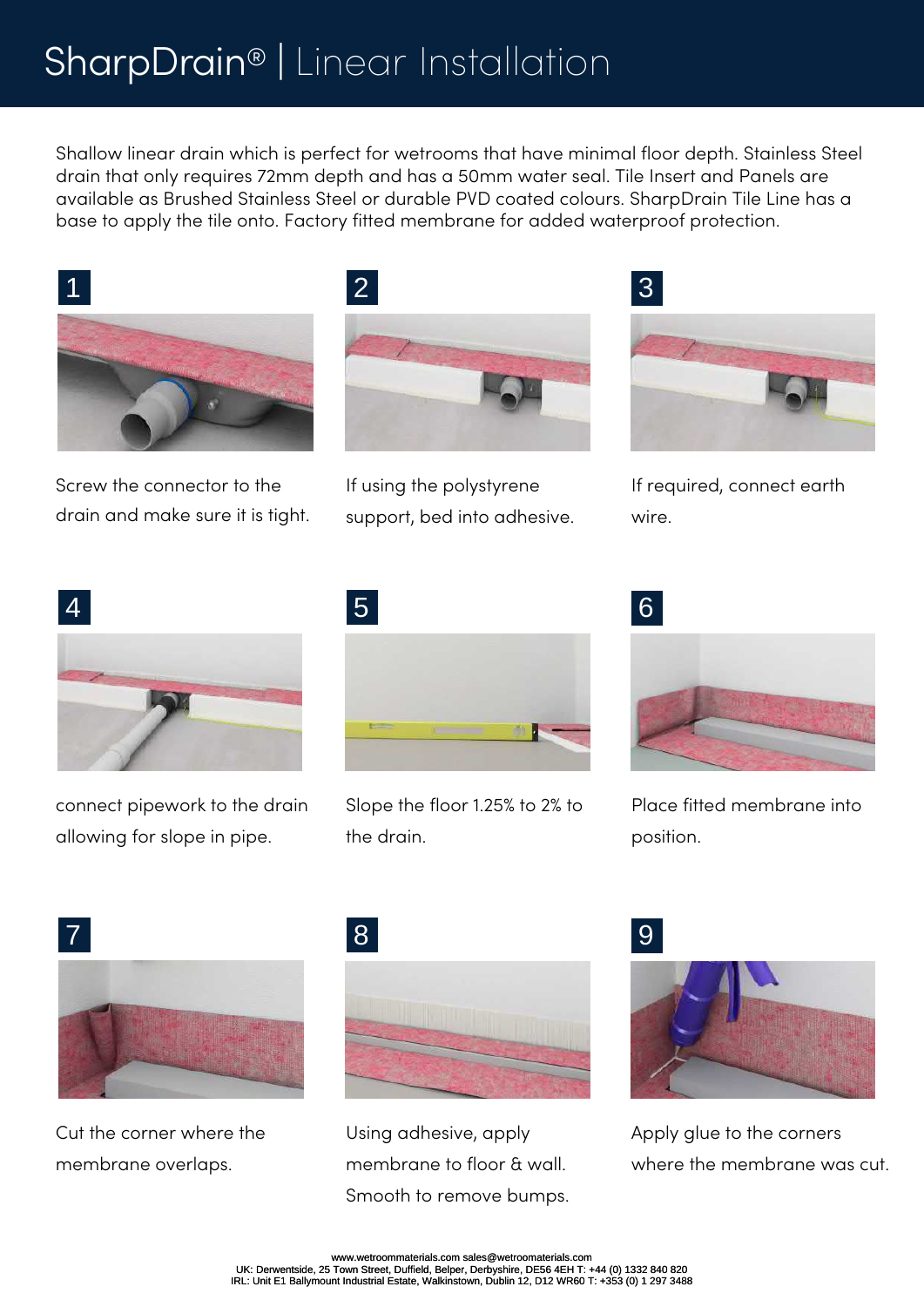# SharpDrain® | Linear Installation

Shallow linear drain which is perfect for wetrooms that have minimal floor depth. Stainless Steel drain that only requires 72mm depth and has a 50mm water seal. Tile Insert and Panels are available as Brushed Stainless Steel or durable PVD coated colours. SharpDrain Tile Line has a base to apply the tile onto. Factory fitted membrane for added waterproof protection.

**1**

Screw the connector to the drain and make sure it is tight.

**2**

If using the polystyrene support, bed into adhesive.

**3**

If required, connect earth wire.

**4**

connect pipework to the drain allowing for slope in pipe.

**5**

Slope the floor 1.25% to 2% to the drain.

**6**

Place fitted membrane into position.

**7**

Cut the corner where the membrane overlaps.

**8**

Using adhesive, apply membrane to floor & wall. Smooth to remove bumps.

**9**

Apply glue to the corners where the membrane was cut.

www.wetroommaterials.com sales@wetroomaterials.com
UK: Derwentside, 25 Town Street, Duffield, Belper, Derbyshire, DE56 4EH T: +44 (0) 1332 840 820
IRL: Unit E1 Ballymount Industrial Estate, Walkinstown, Dublin 12, D12 WR60 T: +353 (0) 1 297 3488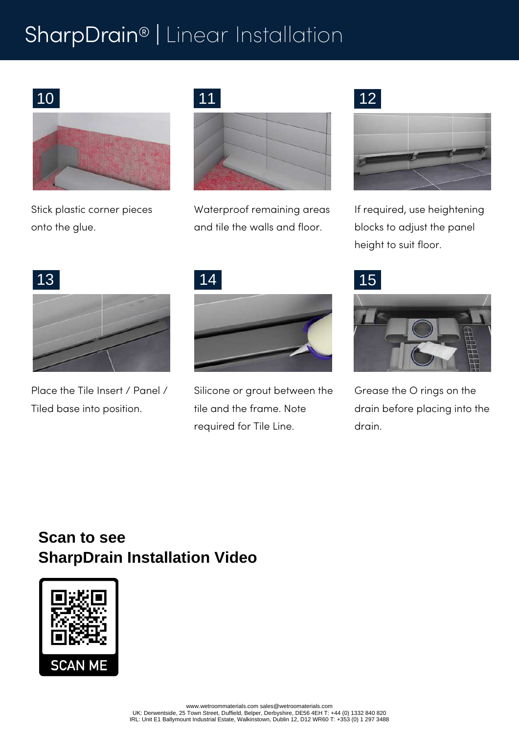# SharpDrain® | Linear Installation

**10**

Stick plastic corner pieces onto the glue.

**11**

Waterproof remaining areas and tile the walls and floor.

**12**

If required, use heightening blocks to adjust the panel height to suit floor.

**13**

Place the Tile Insert / Panel / Tiled base into position.

**14**

Silicone or grout between the tile and the frame. Note required for Tile Line.

**15**

Grease the O rings on the drain before placing into the drain.

## Scan to see SharpDrain Installation Video

SCAN ME

www.wetroommaterials.com sales@wetroomaterials.com
UK: Derwentside, 25 Town Street, Duffield, Belper, Derbyshire, DE56 4EH T: +44 (0) 1332 840 820
IRL: Unit E1 Ballymount Industrial Estate, Walkinstown, Dublin 12, D12 WR60 T: +353 (0) 1 297 3488